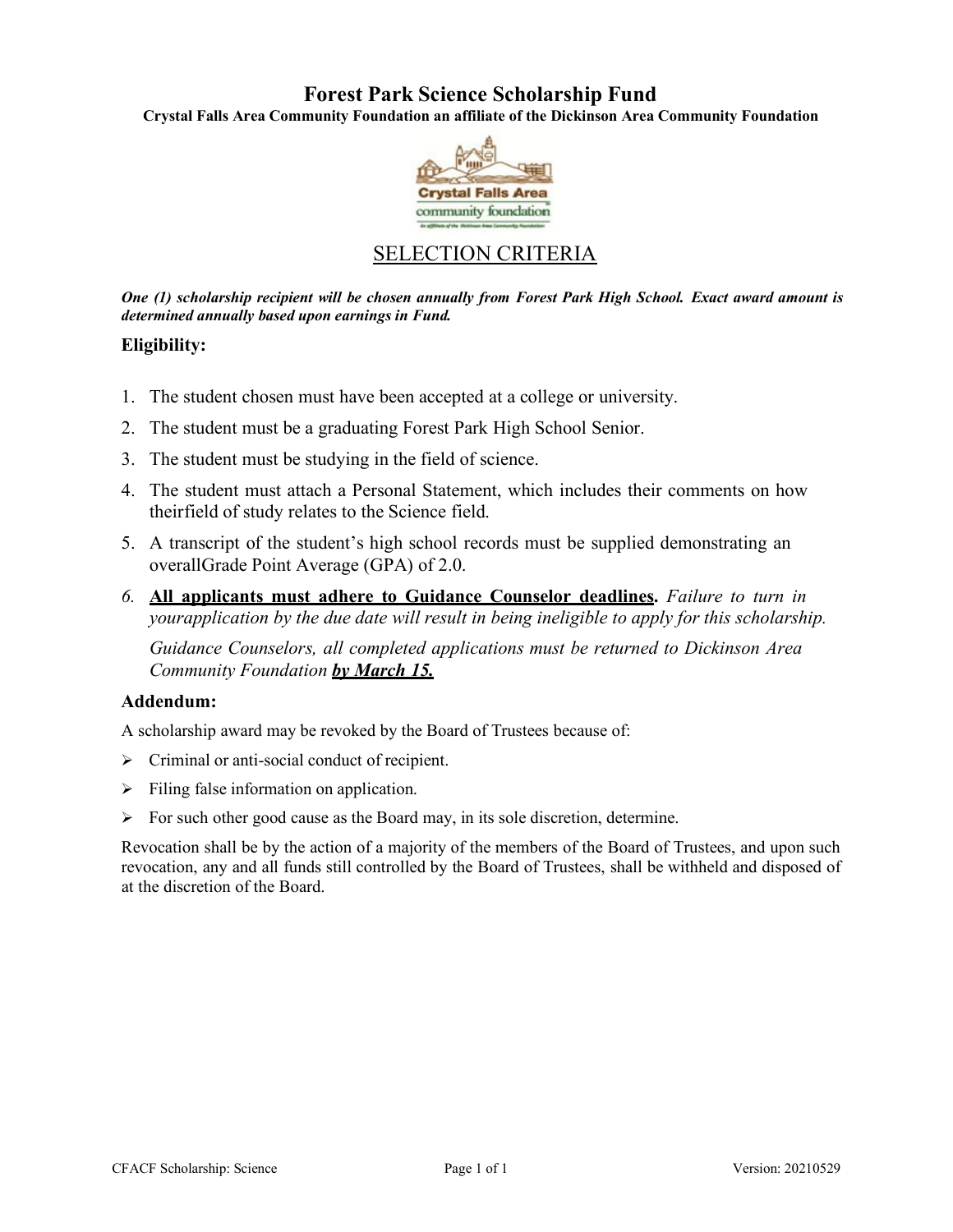# Forest Park Science Scholarship Fund

**Crystal Falls Area Community Foundation an affiliate of the Dickinson Area Community Foundation**

## SELECTION CRITERIA

***One (1) scholarship recipient will be chosen annually from Forest Park High School. Exact award amount is determined annually based upon earnings in Fund.***

### Eligibility:

1. The student chosen must have been accepted at a college or university.
2. The student must be a graduating Forest Park High School Senior.
3. The student must be studying in the field of science.
4. The student must attach a Personal Statement, which includes their comments on how theirfield of study relates to the Science field.
5. A transcript of the student's high school records must be supplied demonstrating an overallGrade Point Average (GPA) of 2.0.
6. **All applicants must adhere to Guidance Counselor deadlines.** *Failure to turn in yourapplication by the due date will result in being ineligible to apply for this scholarship.*

   *Guidance Counselors, all completed applications must be returned to Dickinson Area Community Foundation* ***by March 15.***

### Addendum:

A scholarship award may be revoked by the Board of Trustees because of:

- Criminal or anti-social conduct of recipient.
- Filing false information on application.
- For such other good cause as the Board may, in its sole discretion, determine.

Revocation shall be by the action of a majority of the members of the Board of Trustees, and upon such revocation, any and all funds still controlled by the Board of Trustees, shall be withheld and disposed of at the discretion of the Board.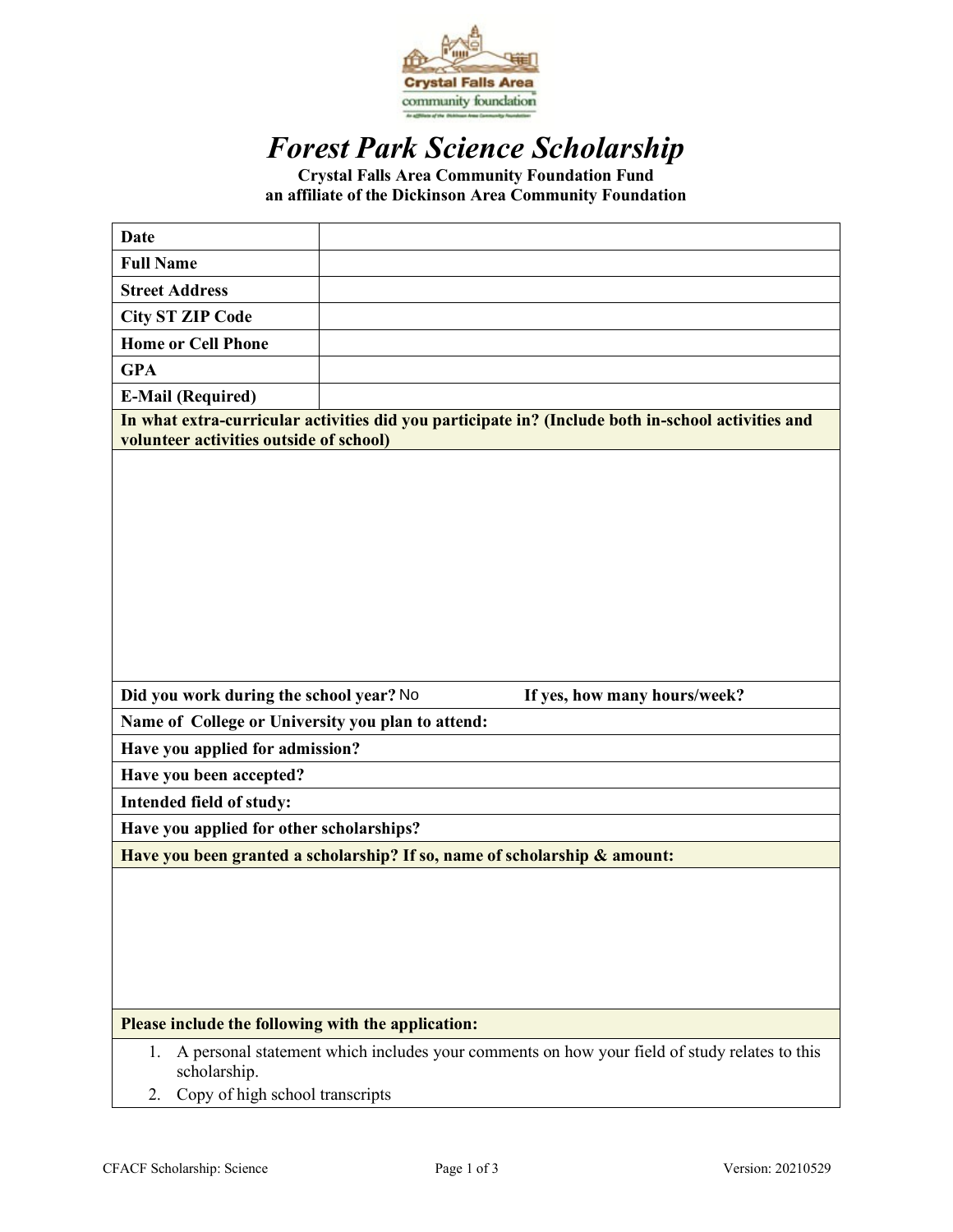Crystal Falls Area community foundation

# *Forest Park Science Scholarship*

**Crystal Falls Area Community Foundation Fund**
**an affiliate of the Dickinson Area Community Foundation**

| | |
|---|---|
| **Date** | |
| **Full Name** | |
| **Street Address** | |
| **City ST ZIP Code** | |
| **Home or Cell Phone** | |
| **GPA** | |
| **E-Mail (Required)** | |

**In what extra-curricular activities did you participate in? (Include both in-school activities and volunteer activities outside of school)**

**Did you work during the school year?** No **If yes, how many hours/week?**

**Name of College or University you plan to attend:**

**Have you applied for admission?**

**Have you been accepted?**

**Intended field of study:**

**Have you applied for other scholarships?**

**Have you been granted a scholarship? If so, name of scholarship & amount:**

**Please include the following with the application:**

1. A personal statement which includes your comments on how your field of study relates to this scholarship.
2. Copy of high school transcripts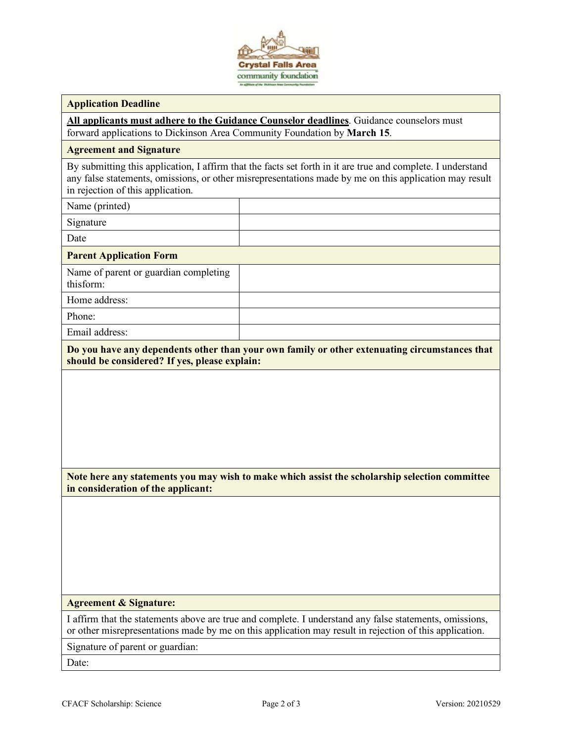**Application Deadline**

**<u>All applicants must adhere to the Guidance Counselor deadlines</u>**. Guidance counselors must forward applications to Dickinson Area Community Foundation by **March 15**.

**Agreement and Signature**

By submitting this application, I affirm that the facts set forth in it are true and complete. I understand any false statements, omissions, or other misrepresentations made by me on this application may result in rejection of this application.

| | |
|---|---|
| Name (printed) | |
| Signature | |
| Date | |

**Parent Application Form**

| | |
|---|---|
| Name of parent or guardian completing thisform: | |
| Home address: | |
| Phone: | |
| Email address: | |

**Do you have any dependents other than your own family or other extenuating circumstances that should be considered? If yes, please explain:**

**Note here any statements you may wish to make which assist the scholarship selection committee in consideration of the applicant:**

**Agreement & Signature:**

I affirm that the statements above are true and complete. I understand any false statements, omissions, or other misrepresentations made by me on this application may result in rejection of this application.

Signature of parent or guardian:

Date: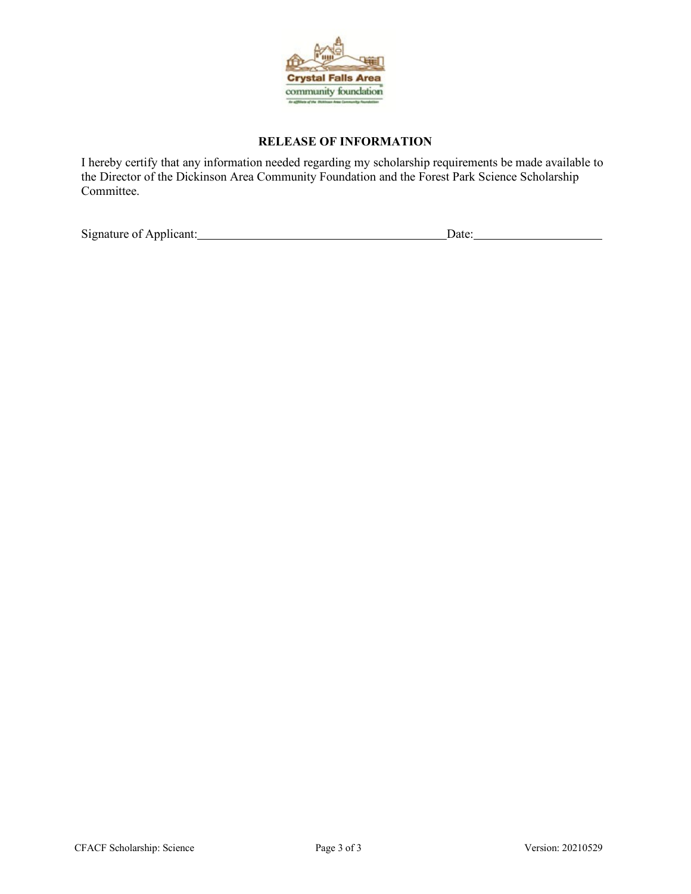## RELEASE OF INFORMATION

I hereby certify that any information needed regarding my scholarship requirements be made available to the Director of the Dickinson Area Community Foundation and the Forest Park Science Scholarship Committee.

Signature of Applicant:________________________________________Date:____________________